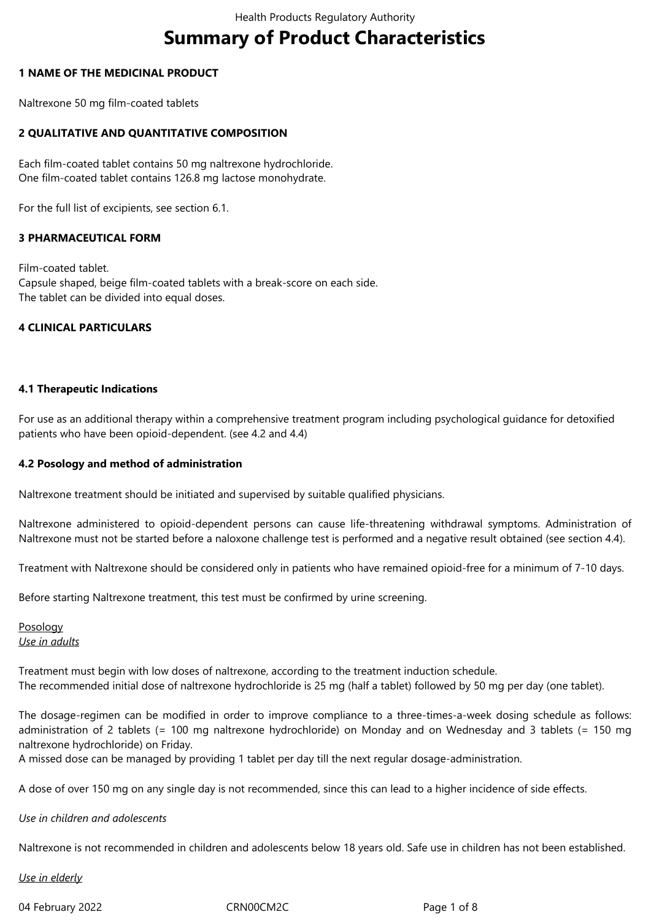# Summary of Product Characteristics

## 1 NAME OF THE MEDICINAL PRODUCT

Naltrexone 50 mg film-coated tablets

## 2 QUALITATIVE AND QUANTITATIVE COMPOSITION

Each film-coated tablet contains 50 mg naltrexone hydrochloride.
One film-coated tablet contains 126.8 mg lactose monohydrate.

For the full list of excipients, see section 6.1.

## 3 PHARMACEUTICAL FORM

Film-coated tablet.
Capsule shaped, beige film-coated tablets with a break-score on each side.
The tablet can be divided into equal doses.

## 4 CLINICAL PARTICULARS

### 4.1 Therapeutic Indications

For use as an additional therapy within a comprehensive treatment program including psychological guidance for detoxified patients who have been opioid-dependent. (see 4.2 and 4.4)

### 4.2 Posology and method of administration

Naltrexone treatment should be initiated and supervised by suitable qualified physicians.

Naltrexone administered to opioid-dependent persons can cause life-threatening withdrawal symptoms. Administration of Naltrexone must not be started before a naloxone challenge test is performed and a negative result obtained (see section 4.4).

Treatment with Naltrexone should be considered only in patients who have remained opioid-free for a minimum of 7-10 days.

Before starting Naltrexone treatment, this test must be confirmed by urine screening.

<u>Posology</u>
*<u>Use in adults</u>*

Treatment must begin with low doses of naltrexone, according to the treatment induction schedule.
The recommended initial dose of naltrexone hydrochloride is 25 mg (half a tablet) followed by 50 mg per day (one tablet).

The dosage-regimen can be modified in order to improve compliance to a three-times-a-week dosing schedule as follows: administration of 2 tablets (= 100 mg naltrexone hydrochloride) on Monday and on Wednesday and 3 tablets (= 150 mg naltrexone hydrochloride) on Friday.
A missed dose can be managed by providing 1 tablet per day till the next regular dosage-administration.

A dose of over 150 mg on any single day is not recommended, since this can lead to a higher incidence of side effects.

*Use in children and adolescents*

Naltrexone is not recommended in children and adolescents below 18 years old. Safe use in children has not been established.

*<u>Use in elderly</u>*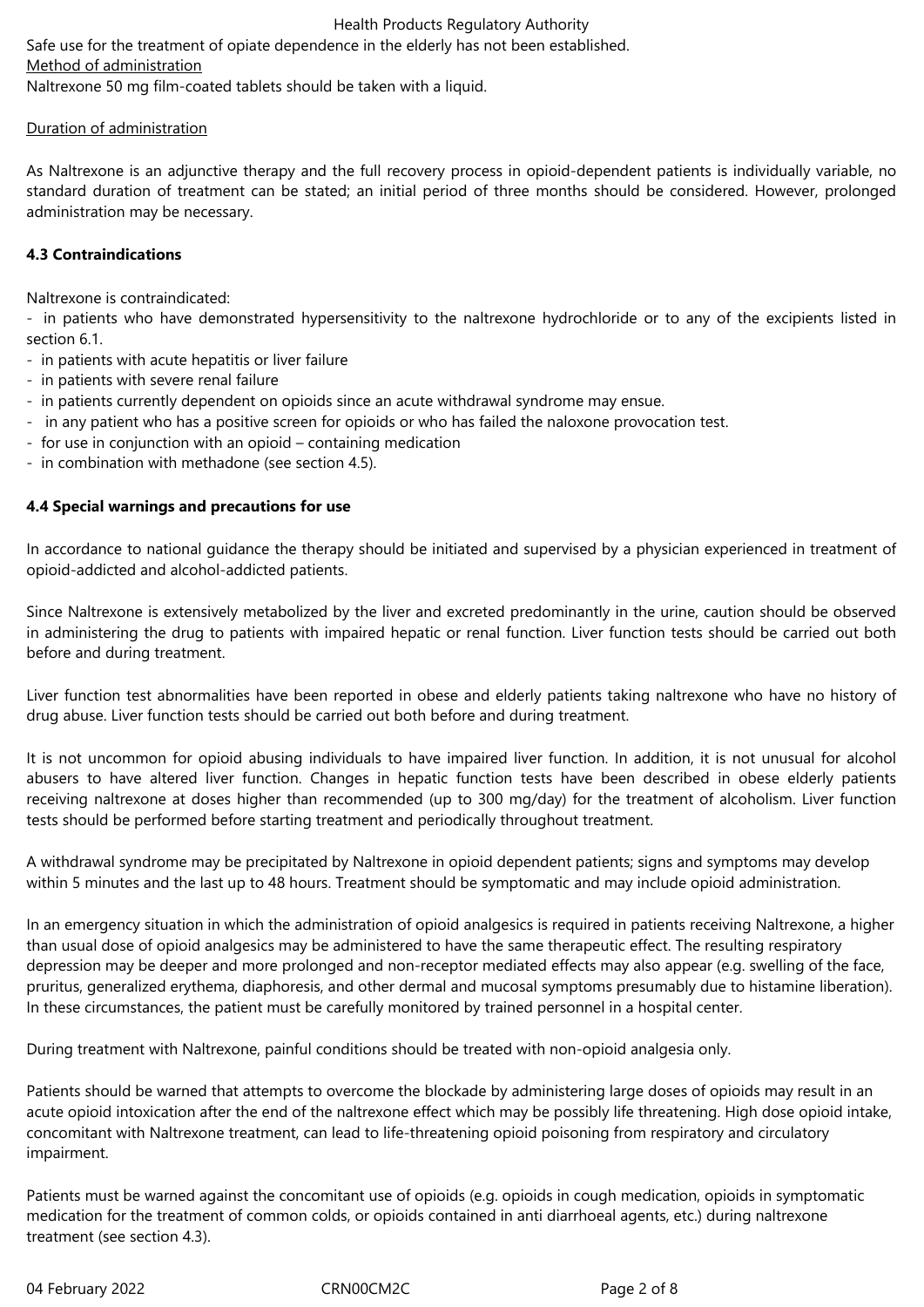Safe use for the treatment of opiate dependence in the elderly has not been established.

Method of administration

Naltrexone 50 mg film-coated tablets should be taken with a liquid.

Duration of administration

As Naltrexone is an adjunctive therapy and the full recovery process in opioid-dependent patients is individually variable, no standard duration of treatment can be stated; an initial period of three months should be considered. However, prolonged administration may be necessary.

**4.3 Contraindications**

Naltrexone is contraindicated:

- in patients who have demonstrated hypersensitivity to the naltrexone hydrochloride or to any of the excipients listed in section 6.1.
- in patients with acute hepatitis or liver failure
- in patients with severe renal failure
- in patients currently dependent on opioids since an acute withdrawal syndrome may ensue.
- in any patient who has a positive screen for opioids or who has failed the naloxone provocation test.
- for use in conjunction with an opioid – containing medication
- in combination with methadone (see section 4.5).

**4.4 Special warnings and precautions for use**

In accordance to national guidance the therapy should be initiated and supervised by a physician experienced in treatment of opioid-addicted and alcohol-addicted patients.

Since Naltrexone is extensively metabolized by the liver and excreted predominantly in the urine, caution should be observed in administering the drug to patients with impaired hepatic or renal function. Liver function tests should be carried out both before and during treatment.

Liver function test abnormalities have been reported in obese and elderly patients taking naltrexone who have no history of drug abuse. Liver function tests should be carried out both before and during treatment.

It is not uncommon for opioid abusing individuals to have impaired liver function. In addition, it is not unusual for alcohol abusers to have altered liver function. Changes in hepatic function tests have been described in obese elderly patients receiving naltrexone at doses higher than recommended (up to 300 mg/day) for the treatment of alcoholism. Liver function tests should be performed before starting treatment and periodically throughout treatment.

A withdrawal syndrome may be precipitated by Naltrexone in opioid dependent patients; signs and symptoms may develop within 5 minutes and the last up to 48 hours. Treatment should be symptomatic and may include opioid administration.

In an emergency situation in which the administration of opioid analgesics is required in patients receiving Naltrexone, a higher than usual dose of opioid analgesics may be administered to have the same therapeutic effect. The resulting respiratory depression may be deeper and more prolonged and non-receptor mediated effects may also appear (e.g. swelling of the face, pruritus, generalized erythema, diaphoresis, and other dermal and mucosal symptoms presumably due to histamine liberation). In these circumstances, the patient must be carefully monitored by trained personnel in a hospital center.

During treatment with Naltrexone, painful conditions should be treated with non-opioid analgesia only.

Patients should be warned that attempts to overcome the blockade by administering large doses of opioids may result in an acute opioid intoxication after the end of the naltrexone effect which may be possibly life threatening. High dose opioid intake, concomitant with Naltrexone treatment, can lead to life-threatening opioid poisoning from respiratory and circulatory impairment.

Patients must be warned against the concomitant use of opioids (e.g. opioids in cough medication, opioids in symptomatic medication for the treatment of common colds, or opioids contained in anti diarrhoeal agents, etc.) during naltrexone treatment (see section 4.3).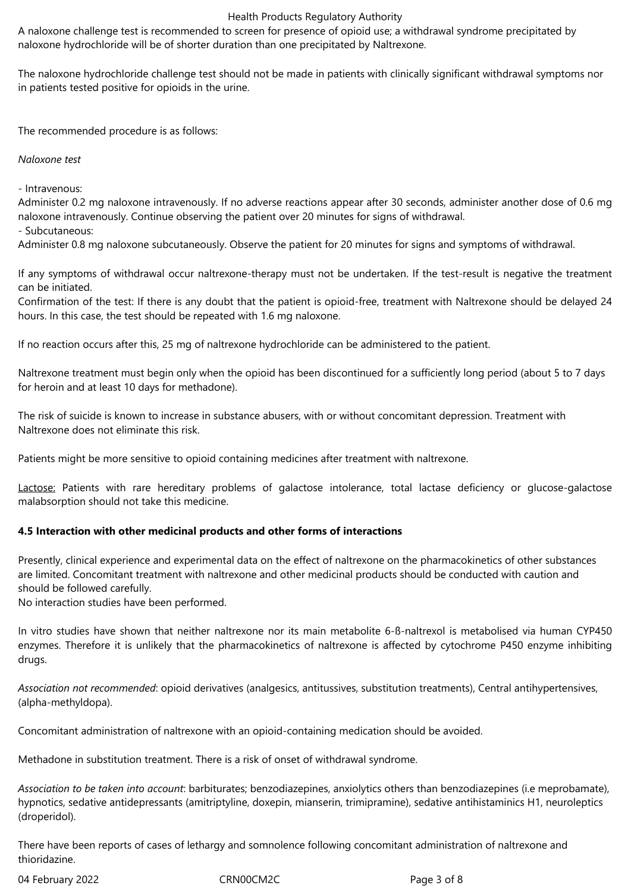A naloxone challenge test is recommended to screen for presence of opioid use; a withdrawal syndrome precipitated by naloxone hydrochloride will be of shorter duration than one precipitated by Naltrexone.

The naloxone hydrochloride challenge test should not be made in patients with clinically significant withdrawal symptoms nor in patients tested positive for opioids in the urine.

The recommended procedure is as follows:

*Naloxone test*

- Intravenous:

Administer 0.2 mg naloxone intravenously. If no adverse reactions appear after 30 seconds, administer another dose of 0.6 mg naloxone intravenously. Continue observing the patient over 20 minutes for signs of withdrawal.

- Subcutaneous:

Administer 0.8 mg naloxone subcutaneously. Observe the patient for 20 minutes for signs and symptoms of withdrawal.

If any symptoms of withdrawal occur naltrexone-therapy must not be undertaken. If the test-result is negative the treatment can be initiated.

Confirmation of the test: If there is any doubt that the patient is opioid-free, treatment with Naltrexone should be delayed 24 hours. In this case, the test should be repeated with 1.6 mg naloxone.

If no reaction occurs after this, 25 mg of naltrexone hydrochloride can be administered to the patient.

Naltrexone treatment must begin only when the opioid has been discontinued for a sufficiently long period (about 5 to 7 days for heroin and at least 10 days for methadone).

The risk of suicide is known to increase in substance abusers, with or without concomitant depression. Treatment with Naltrexone does not eliminate this risk.

Patients might be more sensitive to opioid containing medicines after treatment with naltrexone.

Lactose: Patients with rare hereditary problems of galactose intolerance, total lactase deficiency or glucose-galactose malabsorption should not take this medicine.

**4.5 Interaction with other medicinal products and other forms of interactions**

Presently, clinical experience and experimental data on the effect of naltrexone on the pharmacokinetics of other substances are limited. Concomitant treatment with naltrexone and other medicinal products should be conducted with caution and should be followed carefully.

No interaction studies have been performed.

In vitro studies have shown that neither naltrexone nor its main metabolite 6-ß-naltrexol is metabolised via human CYP450 enzymes. Therefore it is unlikely that the pharmacokinetics of naltrexone is affected by cytochrome P450 enzyme inhibiting drugs.

*Association not recommended*: opioid derivatives (analgesics, antitussives, substitution treatments), Central antihypertensives, (alpha-methyldopa).

Concomitant administration of naltrexone with an opioid-containing medication should be avoided.

Methadone in substitution treatment. There is a risk of onset of withdrawal syndrome.

*Association to be taken into account*: barbiturates; benzodiazepines, anxiolytics others than benzodiazepines (i.e meprobamate), hypnotics, sedative antidepressants (amitriptyline, doxepin, mianserin, trimipramine), sedative antihistaminics H1, neuroleptics (droperidol).

There have been reports of cases of lethargy and somnolence following concomitant administration of naltrexone and thioridazine.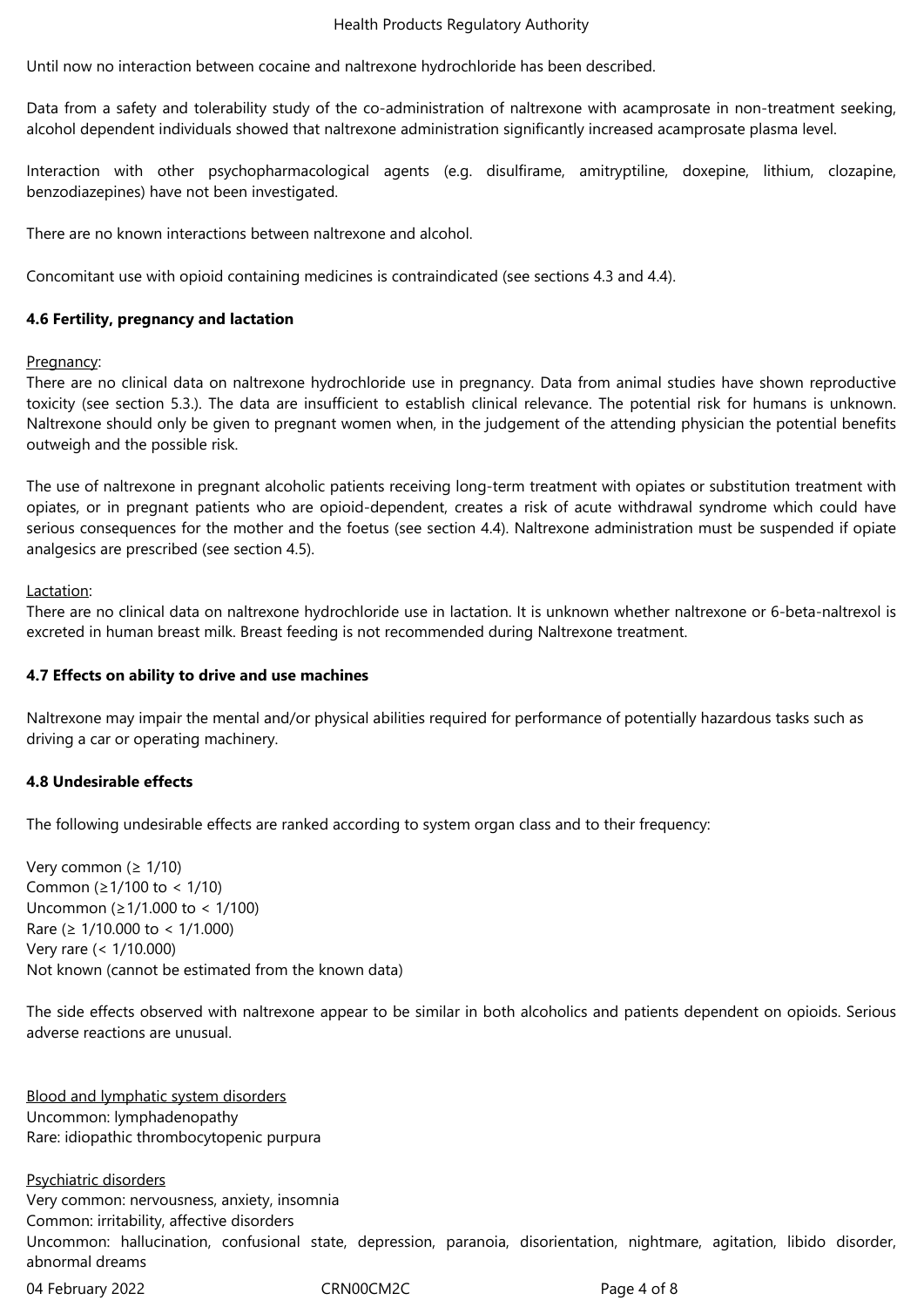Until now no interaction between cocaine and naltrexone hydrochloride has been described.

Data from a safety and tolerability study of the co-administration of naltrexone with acamprosate in non-treatment seeking, alcohol dependent individuals showed that naltrexone administration significantly increased acamprosate plasma level.

Interaction with other psychopharmacological agents (e.g. disulfirame, amitryptiline, doxepine, lithium, clozapine, benzodiazepines) have not been investigated.

There are no known interactions between naltrexone and alcohol.

Concomitant use with opioid containing medicines is contraindicated (see sections 4.3 and 4.4).

**4.6 Fertility, pregnancy and lactation**

Pregnancy:
There are no clinical data on naltrexone hydrochloride use in pregnancy. Data from animal studies have shown reproductive toxicity (see section 5.3.). The data are insufficient to establish clinical relevance. The potential risk for humans is unknown. Naltrexone should only be given to pregnant women when, in the judgement of the attending physician the potential benefits outweigh and the possible risk.

The use of naltrexone in pregnant alcoholic patients receiving long-term treatment with opiates or substitution treatment with opiates, or in pregnant patients who are opioid-dependent, creates a risk of acute withdrawal syndrome which could have serious consequences for the mother and the foetus (see section 4.4). Naltrexone administration must be suspended if opiate analgesics are prescribed (see section 4.5).

Lactation:
There are no clinical data on naltrexone hydrochloride use in lactation. It is unknown whether naltrexone or 6-beta-naltrexol is excreted in human breast milk. Breast feeding is not recommended during Naltrexone treatment.

**4.7 Effects on ability to drive and use machines**

Naltrexone may impair the mental and/or physical abilities required for performance of potentially hazardous tasks such as driving a car or operating machinery.

**4.8 Undesirable effects**

The following undesirable effects are ranked according to system organ class and to their frequency:

Very common (≥ 1/10)
Common (≥1/100 to < 1/10)
Uncommon (≥1/1.000 to < 1/100)
Rare (≥ 1/10.000 to < 1/1.000)
Very rare (< 1/10.000)
Not known (cannot be estimated from the known data)

The side effects observed with naltrexone appear to be similar in both alcoholics and patients dependent on opioids. Serious adverse reactions are unusual.

Blood and lymphatic system disorders
Uncommon: lymphadenopathy
Rare: idiopathic thrombocytopenic purpura

Psychiatric disorders
Very common: nervousness, anxiety, insomnia
Common: irritability, affective disorders
Uncommon: hallucination, confusional state, depression, paranoia, disorientation, nightmare, agitation, libido disorder, abnormal dreams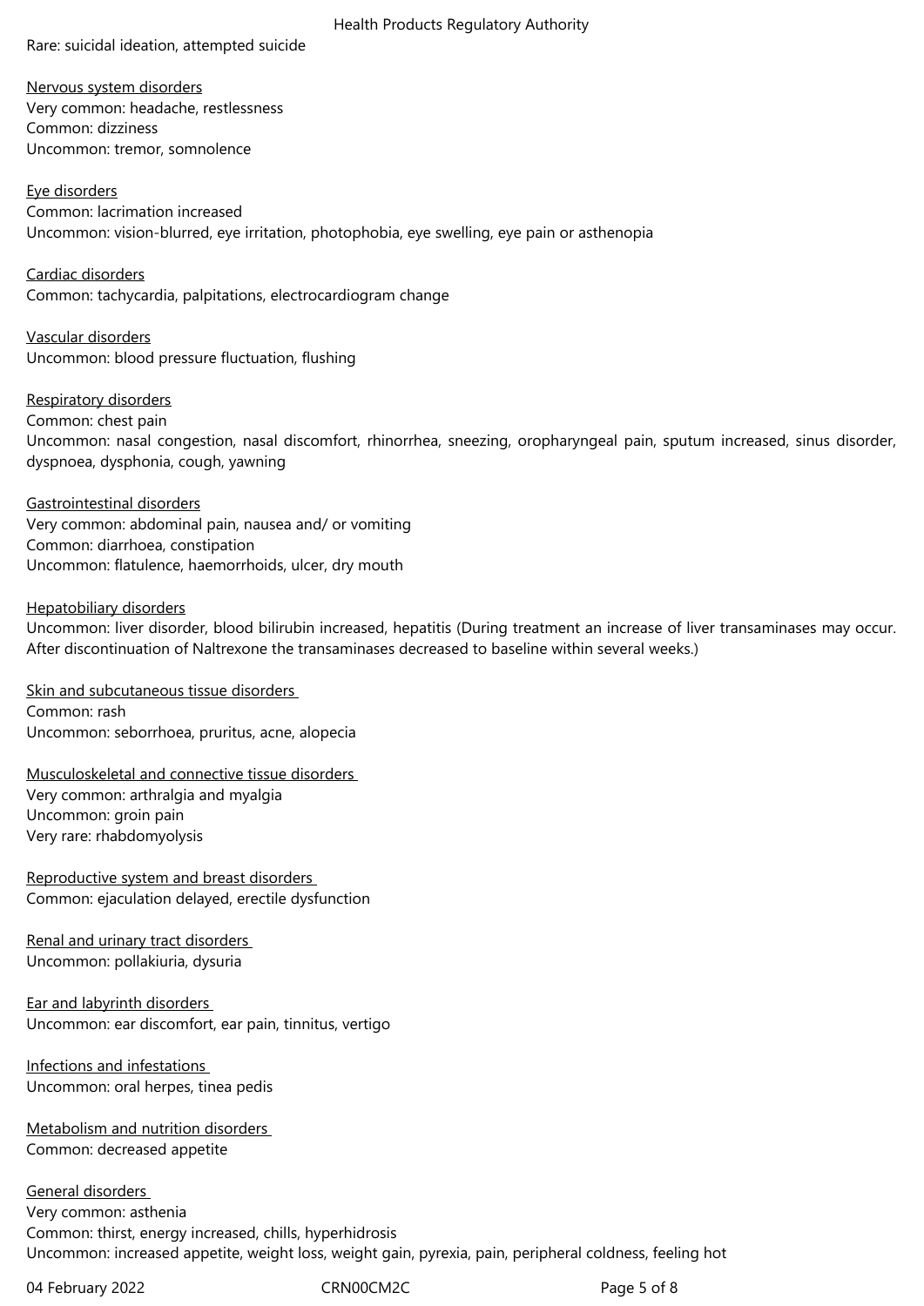Rare: suicidal ideation, attempted suicide

Nervous system disorders
Very common: headache, restlessness
Common: dizziness
Uncommon: tremor, somnolence

Eye disorders
Common: lacrimation increased
Uncommon: vision-blurred, eye irritation, photophobia, eye swelling, eye pain or asthenopia

Cardiac disorders
Common: tachycardia, palpitations, electrocardiogram change

Vascular disorders
Uncommon: blood pressure fluctuation, flushing

Respiratory disorders
Common: chest pain
Uncommon: nasal congestion, nasal discomfort, rhinorrhea, sneezing, oropharyngeal pain, sputum increased, sinus disorder, dyspnoea, dysphonia, cough, yawning

Gastrointestinal disorders
Very common: abdominal pain, nausea and/ or vomiting
Common: diarrhoea, constipation
Uncommon: flatulence, haemorrhoids, ulcer, dry mouth

Hepatobiliary disorders
Uncommon: liver disorder, blood bilirubin increased, hepatitis (During treatment an increase of liver transaminases may occur. After discontinuation of Naltrexone the transaminases decreased to baseline within several weeks.)

Skin and subcutaneous tissue disorders
Common: rash
Uncommon: seborrhoea, pruritus, acne, alopecia

Musculoskeletal and connective tissue disorders
Very common: arthralgia and myalgia
Uncommon: groin pain
Very rare: rhabdomyolysis

Reproductive system and breast disorders
Common: ejaculation delayed, erectile dysfunction

Renal and urinary tract disorders
Uncommon: pollakiuria, dysuria

Ear and labyrinth disorders
Uncommon: ear discomfort, ear pain, tinnitus, vertigo

Infections and infestations
Uncommon: oral herpes, tinea pedis

Metabolism and nutrition disorders
Common: decreased appetite

General disorders
Very common: asthenia
Common: thirst, energy increased, chills, hyperhidrosis
Uncommon: increased appetite, weight loss, weight gain, pyrexia, pain, peripheral coldness, feeling hot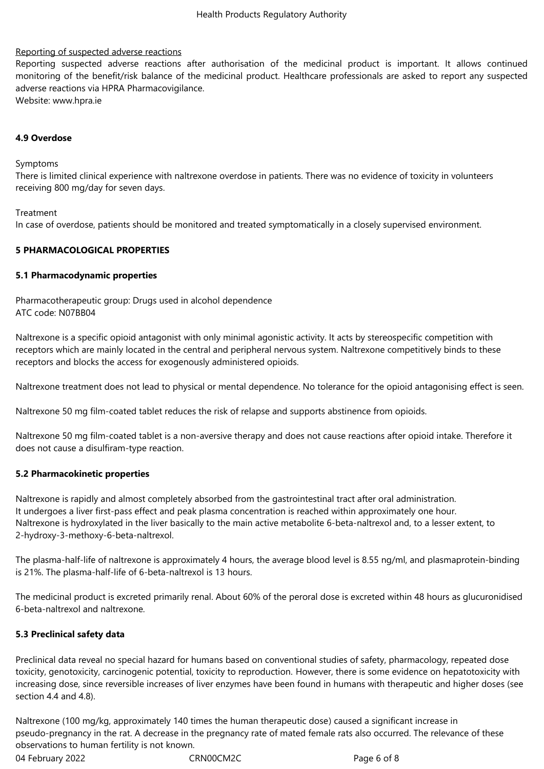Reporting of suspected adverse reactions

Reporting suspected adverse reactions after authorisation of the medicinal product is important. It allows continued monitoring of the benefit/risk balance of the medicinal product. Healthcare professionals are asked to report any suspected adverse reactions via HPRA Pharmacovigilance.
Website: www.hpra.ie

**4.9 Overdose**

Symptoms

There is limited clinical experience with naltrexone overdose in patients. There was no evidence of toxicity in volunteers receiving 800 mg/day for seven days.

Treatment

In case of overdose, patients should be monitored and treated symptomatically in a closely supervised environment.

**5 PHARMACOLOGICAL PROPERTIES**

**5.1 Pharmacodynamic properties**

Pharmacotherapeutic group: Drugs used in alcohol dependence
ATC code: N07BB04

Naltrexone is a specific opioid antagonist with only minimal agonistic activity. It acts by stereospecific competition with receptors which are mainly located in the central and peripheral nervous system. Naltrexone competitively binds to these receptors and blocks the access for exogenously administered opioids.

Naltrexone treatment does not lead to physical or mental dependence. No tolerance for the opioid antagonising effect is seen.

Naltrexone 50 mg film-coated tablet reduces the risk of relapse and supports abstinence from opioids.

Naltrexone 50 mg film-coated tablet is a non-aversive therapy and does not cause reactions after opioid intake. Therefore it does not cause a disulfiram-type reaction.

**5.2 Pharmacokinetic properties**

Naltrexone is rapidly and almost completely absorbed from the gastrointestinal tract after oral administration.
It undergoes a liver first-pass effect and peak plasma concentration is reached within approximately one hour.
Naltrexone is hydroxylated in the liver basically to the main active metabolite 6-beta-naltrexol and, to a lesser extent, to 2-hydroxy-3-methoxy-6-beta-naltrexol.

The plasma-half-life of naltrexone is approximately 4 hours, the average blood level is 8.55 ng/ml, and plasmaprotein-binding is 21%. The plasma-half-life of 6-beta-naltrexol is 13 hours.

The medicinal product is excreted primarily renal. About 60% of the peroral dose is excreted within 48 hours as glucuronidised 6-beta-naltrexol and naltrexone.

**5.3 Preclinical safety data**

Preclinical data reveal no special hazard for humans based on conventional studies of safety, pharmacology, repeated dose toxicity, genotoxicity, carcinogenic potential, toxicity to reproduction. However, there is some evidence on hepatotoxicity with increasing dose, since reversible increases of liver enzymes have been found in humans with therapeutic and higher doses (see section 4.4 and 4.8).

Naltrexone (100 mg/kg, approximately 140 times the human therapeutic dose) caused a significant increase in pseudo-pregnancy in the rat. A decrease in the pregnancy rate of mated female rats also occurred. The relevance of these observations to human fertility is not known.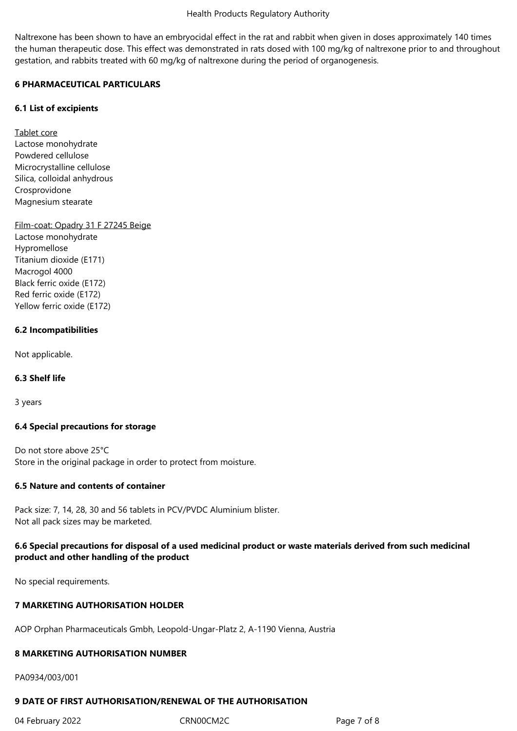Naltrexone has been shown to have an embryocidal effect in the rat and rabbit when given in doses approximately 140 times the human therapeutic dose. This effect was demonstrated in rats dosed with 100 mg/kg of naltrexone prior to and throughout gestation, and rabbits treated with 60 mg/kg of naltrexone during the period of organogenesis.

## 6 PHARMACEUTICAL PARTICULARS

### 6.1 List of excipients

Tablet core
Lactose monohydrate
Powdered cellulose
Microcrystalline cellulose
Silica, colloidal anhydrous
Crosprovidone
Magnesium stearate

Film-coat: Opadry 31 F 27245 Beige
Lactose monohydrate
Hypromellose
Titanium dioxide (E171)
Macrogol 4000
Black ferric oxide (E172)
Red ferric oxide (E172)
Yellow ferric oxide (E172)

### 6.2 Incompatibilities

Not applicable.

### 6.3 Shelf life

3 years

### 6.4 Special precautions for storage

Do not store above 25°C
Store in the original package in order to protect from moisture.

### 6.5 Nature and contents of container

Pack size: 7, 14, 28, 30 and 56 tablets in PCV/PVDC Aluminium blister.
Not all pack sizes may be marketed.

### 6.6 Special precautions for disposal of a used medicinal product or waste materials derived from such medicinal product and other handling of the product

No special requirements.

## 7 MARKETING AUTHORISATION HOLDER

AOP Orphan Pharmaceuticals Gmbh, Leopold-Ungar-Platz 2, A-1190 Vienna, Austria

## 8 MARKETING AUTHORISATION NUMBER

PA0934/003/001

## 9 DATE OF FIRST AUTHORISATION/RENEWAL OF THE AUTHORISATION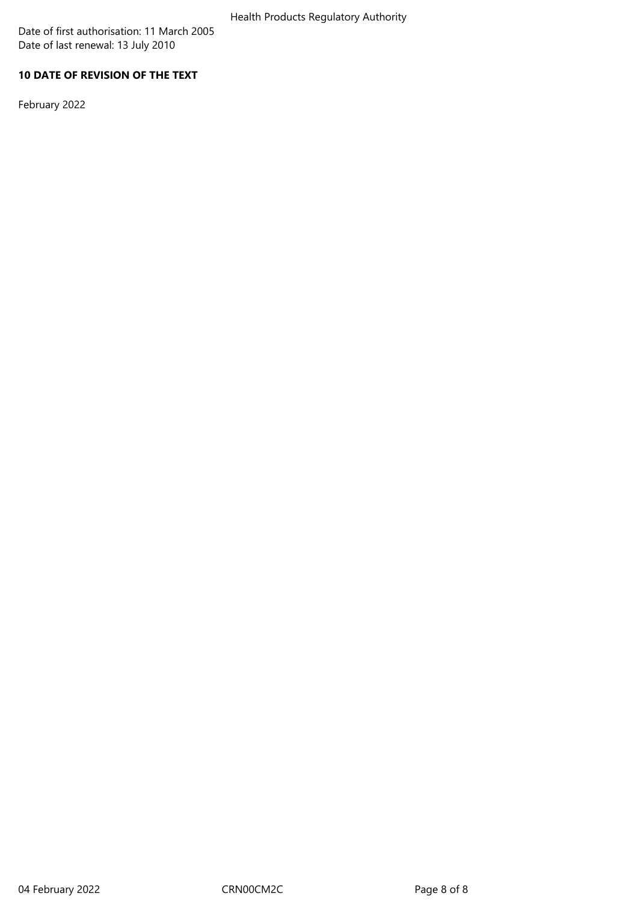Date of first authorisation: 11 March 2005
Date of last renewal: 13 July 2010

**10 DATE OF REVISION OF THE TEXT**

February 2022